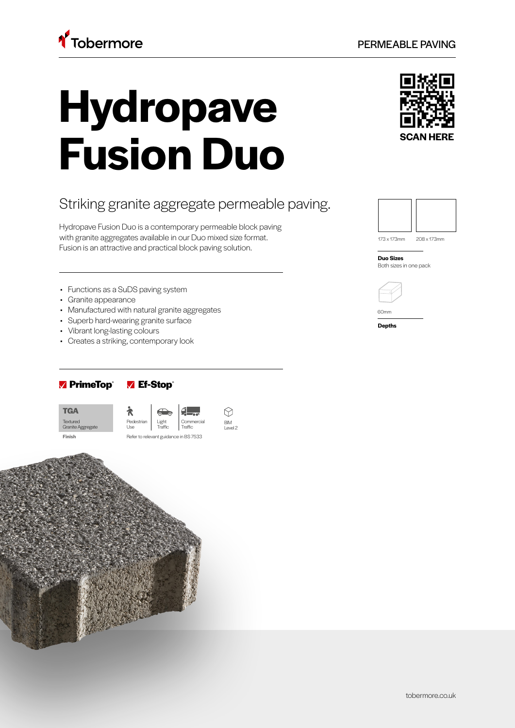Tobermore

PERMEABLE PAVING

# Hydropave Fusion Duo

SCAN HERE

## Striking granite aggregate permeable paving.

Hydropave Fusion Duo is a contemporary permeable block paving with granite aggregates available in our Duo mixed size format. Fusion is an attractive and practical block paving solution.

- Functions as a SuDS paving system
- Granite appearance
- Manufactured with natural granite aggregates
- Superb hard-wearing granite surface
- Vibrant long-lasting colours
- Creates a striking, contemporary look

173 x 173mm  208 x 173mm

**Duo Sizes**
Both sizes in one pack

60mm

**Depths**

PrimeTop® Ef-Stop®

**TGA**
Textured Granite Aggregate

**Finish**

Pedestrian Use | Light Traffic | Commercial Traffic

BIM Level 2

Refer to relevant guidance in BS 7533

tobermore.co.uk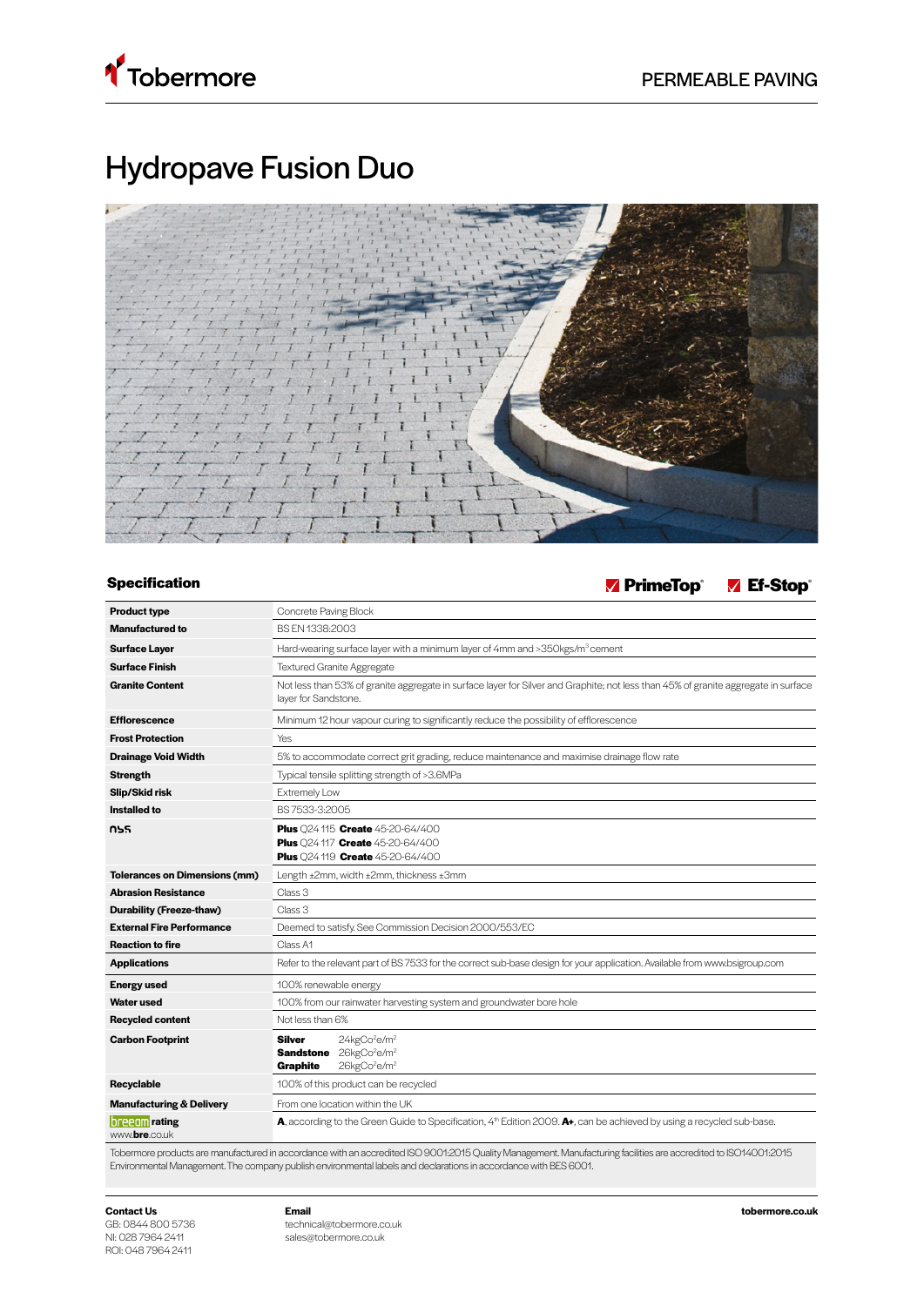Tobermore

PERMEABLE PAVING

# Hydropave Fusion Duo

## Specification

PrimeTop® Ef-Stop®

| | |
|---|---|
| **Product type** | Concrete Paving Block |
| **Manufactured to** | BS EN 1338:2003 |
| **Surface Layer** | Hard-wearing surface layer with a minimum layer of 4mm and >350kgs/$m^3$ cement |
| **Surface Finish** | Textured Granite Aggregate |
| **Granite Content** | Not less than 53% of granite aggregate in surface layer for Silver and Graphite; not less than 45% of granite aggregate in surface layer for Sandstone. |
| **Efflorescence** | Minimum 12 hour vapour curing to significantly reduce the possibility of efflorescence |
| **Frost Protection** | Yes |
| **Drainage Void Width** | 5% to accommodate correct grit grading, reduce maintenance and maximise drainage flow rate |
| **Strength** | Typical tensile splitting strength of >3.6MPa |
| **Slip/Skid risk** | Extremely Low |
| **Installed to** | BS 7533-3:2005 |
| **NBS** | **Plus** Q24 115 **Create** 45-20-64/400<br>**Plus** Q24 117 **Create** 45-20-64/400<br>**Plus** Q24 119 **Create** 45-20-64/400 |
| **Tolerances on Dimensions (mm)** | Length ±2mm, width ±2mm, thickness ±3mm |
| **Abrasion Resistance** | Class 3 |
| **Durability (Freeze-thaw)** | Class 3 |
| **External Fire Performance** | Deemed to satisfy. See Commission Decision 2000/553/EC |
| **Reaction to fire** | Class A1 |
| **Applications** | Refer to the relevant part of BS 7533 for the correct sub-base design for your application. Available from www.bsigroup.com |
| **Energy used** | 100% renewable energy |
| **Water used** | 100% from our rainwater harvesting system and groundwater bore hole |
| **Recycled content** | Not less than 6% |
| **Carbon Footprint** | **Silver** 24kg$CO_2$e/$m^2$<br>**Sandstone** 26kg$CO_2$e/$m^2$<br>**Graphite** 26kg$CO_2$e/$m^2$ |
| **Recyclable** | 100% of this product can be recycled |
| **Manufacturing & Delivery** | From one location within the UK |
| **breeam rating**<br>www.bre.co.uk | **A**, according to the Green Guide to Specification, 4th Edition 2009. **A+**, can be achieved by using a recycled sub-base. |

Tobermore products are manufactured in accordance with an accredited ISO 9001:2015 Quality Management. Manufacturing facilities are accredited to ISO14001:2015 Environmental Management. The company publish environmental labels and declarations in accordance with BES 6001.

**Contact Us**
GB: 0844 800 5736
NI: 028 7964 2411
ROI: 048 7964 2411

**Email**
technical@tobermore.co.uk
sales@tobermore.co.uk

**tobermore.co.uk**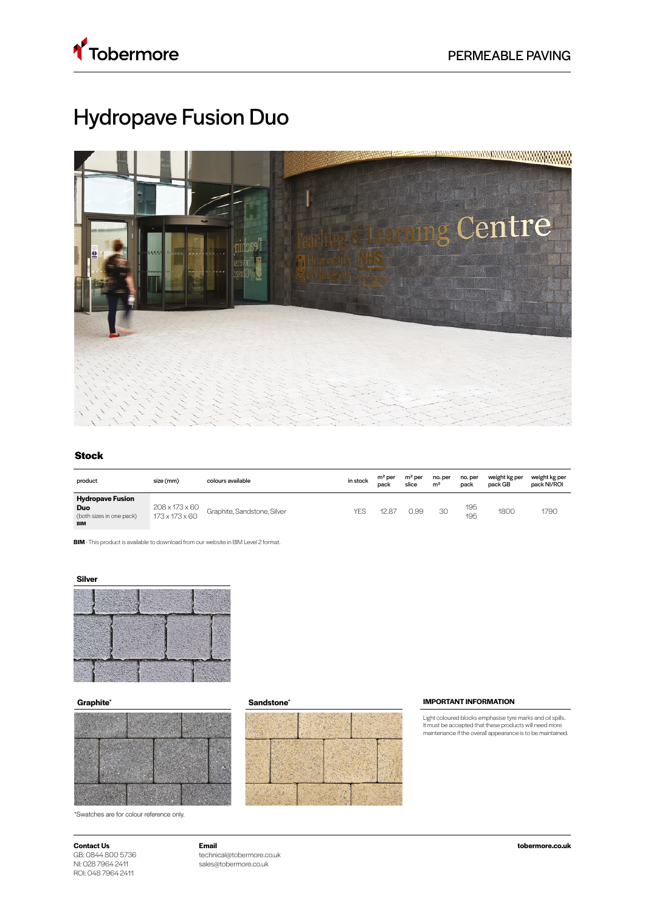# Hydropave Fusion Duo

## Stock

| product | size (mm) | colours available | in stock | m² per pack | m² per slice | no. per m² | no. per pack | weight kg per pack GB | weight kg per pack NI/ROI |
|---|---|---|---|---|---|---|---|---|---|
| **Hydropave Fusion Duo** (both sizes in one pack) **BIM** | 208 x 173 x 60<br>173 x 173 x 60 | Graphite, Sandstone, Silver | YES | 12.87 | 0.99 | 30 | 195<br>195 | 1800 | 1790 |

**BIM** - This product is available to download from our website in BIM Level 2 format.

**Silver**

**Graphite***

**Sandstone***

*Swatches are for colour reference only.

**IMPORTANT INFORMATION**

Light coloured blocks emphasise tyre marks and oil spills. It must be accepted that these products will need more maintenance if the overall appearance is to be maintained.

**Contact Us**
GB: 0844 800 5736
NI: 028 7964 2411
ROI: 048 7964 2411

**Email**
technical@tobermore.co.uk
sales@tobermore.co.uk

**tobermore.co.uk**